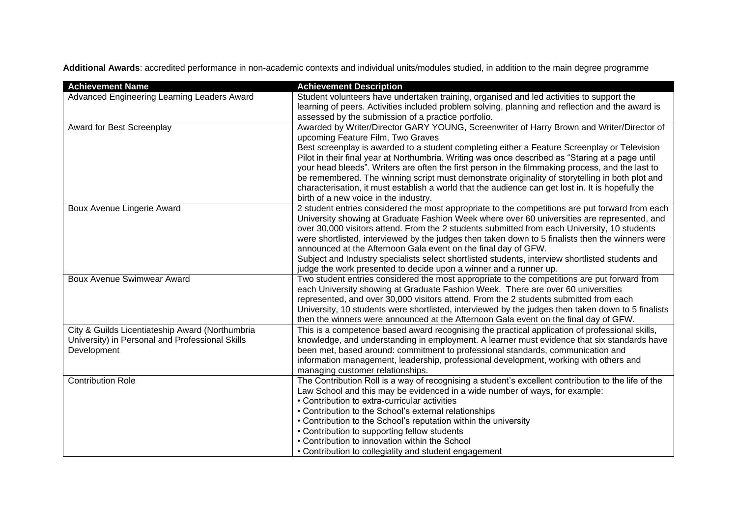**Additional Awards**: accredited performance in non-academic contexts and individual units/modules studied, in addition to the main degree programme

| Achievement Name | Achievement Description |
|---|---|
| Advanced Engineering Learning Leaders Award | Student volunteers have undertaken training, organised and led activities to support the learning of peers. Activities included problem solving, planning and reflection and the award is assessed by the submission of a practice portfolio. |
| Award for Best Screenplay | Awarded by Writer/Director GARY YOUNG, Screenwriter of Harry Brown and Writer/Director of upcoming Feature Film, Two Graves<br>Best screenplay is awarded to a student completing either a Feature Screenplay or Television Pilot in their final year at Northumbria. Writing was once described as "Staring at a page until your head bleeds". Writers are often the first person in the filmmaking process, and the last to be remembered. The winning script must demonstrate originality of storytelling in both plot and characterisation, it must establish a world that the audience can get lost in. It is hopefully the birth of a new voice in the industry. |
| Boux Avenue Lingerie Award | 2 student entries considered the most appropriate to the competitions are put forward from each University showing at Graduate Fashion Week where over 60 universities are represented, and over 30,000 visitors attend. From the 2 students submitted from each University, 10 students were shortlisted, interviewed by the judges then taken down to 5 finalists then the winners were announced at the Afternoon Gala event on the final day of GFW.<br>Subject and Industry specialists select shortlisted students, interview shortlisted students and judge the work presented to decide upon a winner and a runner up. |
| Boux Avenue Swimwear Award | Two student entries considered the most appropriate to the competitions are put forward from each University showing at Graduate Fashion Week. There are over 60 universities represented, and over 30,000 visitors attend. From the 2 students submitted from each University, 10 students were shortlisted, interviewed by the judges then taken down to 5 finalists then the winners were announced at the Afternoon Gala event on the final day of GFW. |
| City & Guilds Licentiateship Award (Northumbria University) in Personal and Professional Skills Development | This is a competence based award recognising the practical application of professional skills, knowledge, and understanding in employment. A learner must evidence that six standards have been met, based around: commitment to professional standards, communication and information management, leadership, professional development, working with others and managing customer relationships. |
| Contribution Role | The Contribution Roll is a way of recognising a student's excellent contribution to the life of the Law School and this may be evidenced in a wide number of ways, for example:<br>• Contribution to extra-curricular activities<br>• Contribution to the School's external relationships<br>• Contribution to the School's reputation within the university<br>• Contribution to supporting fellow students<br>• Contribution to innovation within the School<br>• Contribution to collegiality and student engagement |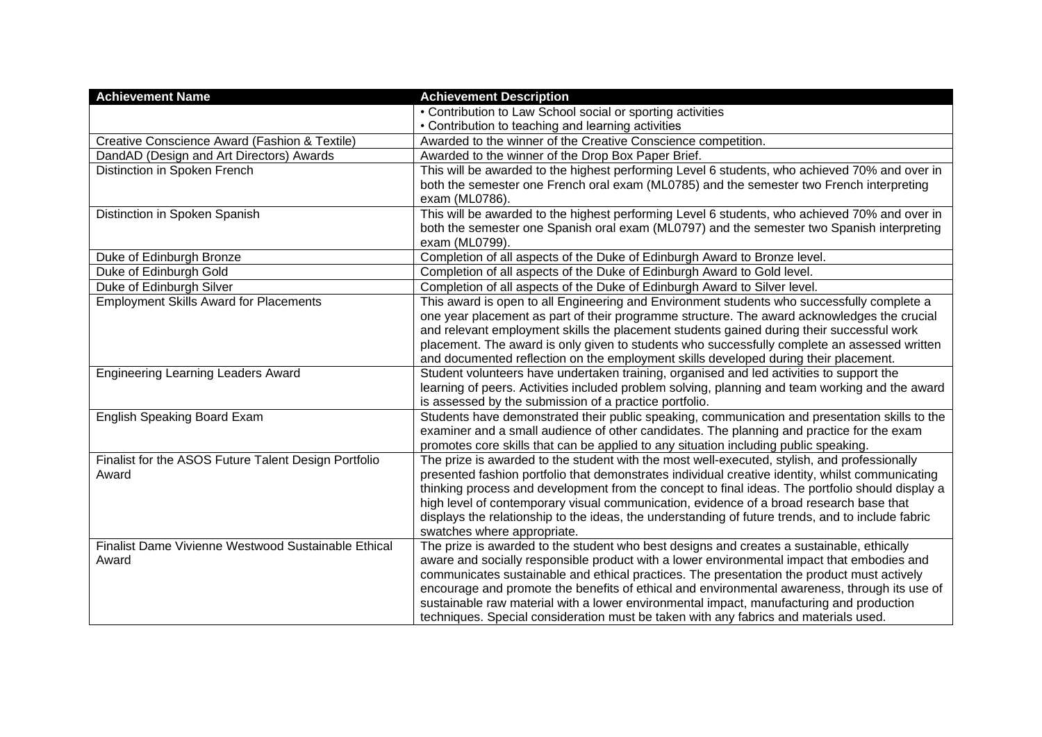| Achievement Name | Achievement Description |
|---|---|
| | • Contribution to Law School social or sporting activities<br>• Contribution to teaching and learning activities |
| Creative Conscience Award (Fashion & Textile) | Awarded to the winner of the Creative Conscience competition. |
| DandAD (Design and Art Directors) Awards | Awarded to the winner of the Drop Box Paper Brief. |
| Distinction in Spoken French | This will be awarded to the highest performing Level 6 students, who achieved 70% and over in both the semester one French oral exam (ML0785) and the semester two French interpreting exam (ML0786). |
| Distinction in Spoken Spanish | This will be awarded to the highest performing Level 6 students, who achieved 70% and over in both the semester one Spanish oral exam (ML0797) and the semester two Spanish interpreting exam (ML0799). |
| Duke of Edinburgh Bronze | Completion of all aspects of the Duke of Edinburgh Award to Bronze level. |
| Duke of Edinburgh Gold | Completion of all aspects of the Duke of Edinburgh Award to Gold level. |
| Duke of Edinburgh Silver | Completion of all aspects of the Duke of Edinburgh Award to Silver level. |
| Employment Skills Award for Placements | This award is open to all Engineering and Environment students who successfully complete a one year placement as part of their programme structure. The award acknowledges the crucial and relevant employment skills the placement students gained during their successful work placement. The award is only given to students who successfully complete an assessed written and documented reflection on the employment skills developed during their placement. |
| Engineering Learning Leaders Award | Student volunteers have undertaken training, organised and led activities to support the learning of peers. Activities included problem solving, planning and team working and the award is assessed by the submission of a practice portfolio. |
| English Speaking Board Exam | Students have demonstrated their public speaking, communication and presentation skills to the examiner and a small audience of other candidates. The planning and practice for the exam promotes core skills that can be applied to any situation including public speaking. |
| Finalist for the ASOS Future Talent Design Portfolio Award | The prize is awarded to the student with the most well-executed, stylish, and professionally presented fashion portfolio that demonstrates individual creative identity, whilst communicating thinking process and development from the concept to final ideas. The portfolio should display a high level of contemporary visual communication, evidence of a broad research base that displays the relationship to the ideas, the understanding of future trends, and to include fabric swatches where appropriate. |
| Finalist Dame Vivienne Westwood Sustainable Ethical Award | The prize is awarded to the student who best designs and creates a sustainable, ethically aware and socially responsible product with a lower environmental impact that embodies and communicates sustainable and ethical practices. The presentation the product must actively encourage and promote the benefits of ethical and environmental awareness, through its use of sustainable raw material with a lower environmental impact, manufacturing and production techniques. Special consideration must be taken with any fabrics and materials used. |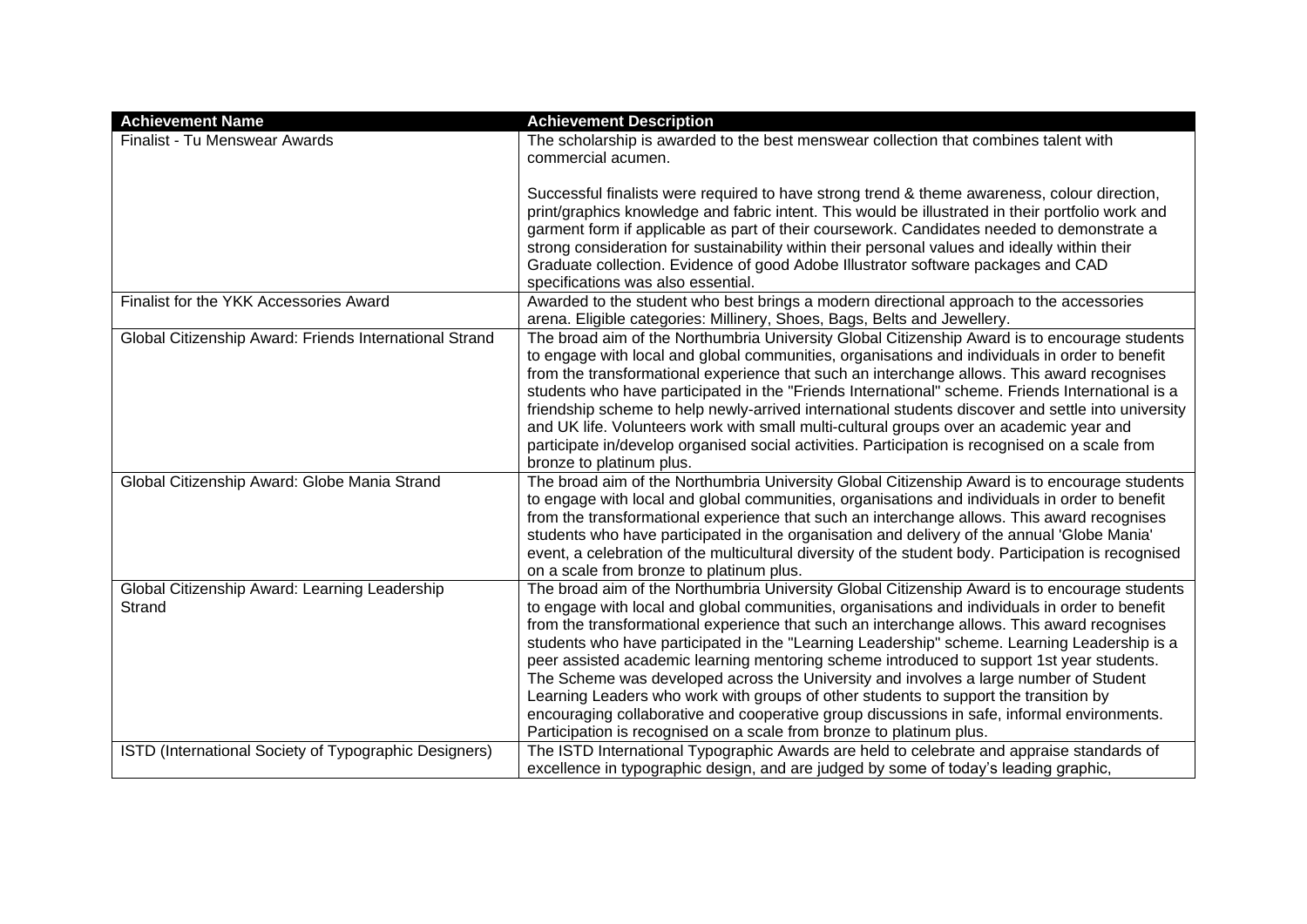| Achievement Name | Achievement Description |
|---|---|
| Finalist - Tu Menswear Awards | The scholarship is awarded to the best menswear collection that combines talent with commercial acumen.<br><br>Successful finalists were required to have strong trend & theme awareness, colour direction, print/graphics knowledge and fabric intent. This would be illustrated in their portfolio work and garment form if applicable as part of their coursework. Candidates needed to demonstrate a strong consideration for sustainability within their personal values and ideally within their Graduate collection. Evidence of good Adobe Illustrator software packages and CAD specifications was also essential. |
| Finalist for the YKK Accessories Award | Awarded to the student who best brings a modern directional approach to the accessories arena. Eligible categories: Millinery, Shoes, Bags, Belts and Jewellery. |
| Global Citizenship Award: Friends International Strand | The broad aim of the Northumbria University Global Citizenship Award is to encourage students to engage with local and global communities, organisations and individuals in order to benefit from the transformational experience that such an interchange allows. This award recognises students who have participated in the "Friends International" scheme. Friends International is a friendship scheme to help newly-arrived international students discover and settle into university and UK life. Volunteers work with small multi-cultural groups over an academic year and participate in/develop organised social activities. Participation is recognised on a scale from bronze to platinum plus. |
| Global Citizenship Award: Globe Mania Strand | The broad aim of the Northumbria University Global Citizenship Award is to encourage students to engage with local and global communities, organisations and individuals in order to benefit from the transformational experience that such an interchange allows. This award recognises students who have participated in the organisation and delivery of the annual 'Globe Mania' event, a celebration of the multicultural diversity of the student body. Participation is recognised on a scale from bronze to platinum plus. |
| Global Citizenship Award: Learning Leadership Strand | The broad aim of the Northumbria University Global Citizenship Award is to encourage students to engage with local and global communities, organisations and individuals in order to benefit from the transformational experience that such an interchange allows. This award recognises students who have participated in the "Learning Leadership" scheme. Learning Leadership is a peer assisted academic learning mentoring scheme introduced to support 1st year students. The Scheme was developed across the University and involves a large number of Student Learning Leaders who work with groups of other students to support the transition by encouraging collaborative and cooperative group discussions in safe, informal environments. Participation is recognised on a scale from bronze to platinum plus. |
| ISTD (International Society of Typographic Designers) | The ISTD International Typographic Awards are held to celebrate and appraise standards of excellence in typographic design, and are judged by some of today's leading graphic, |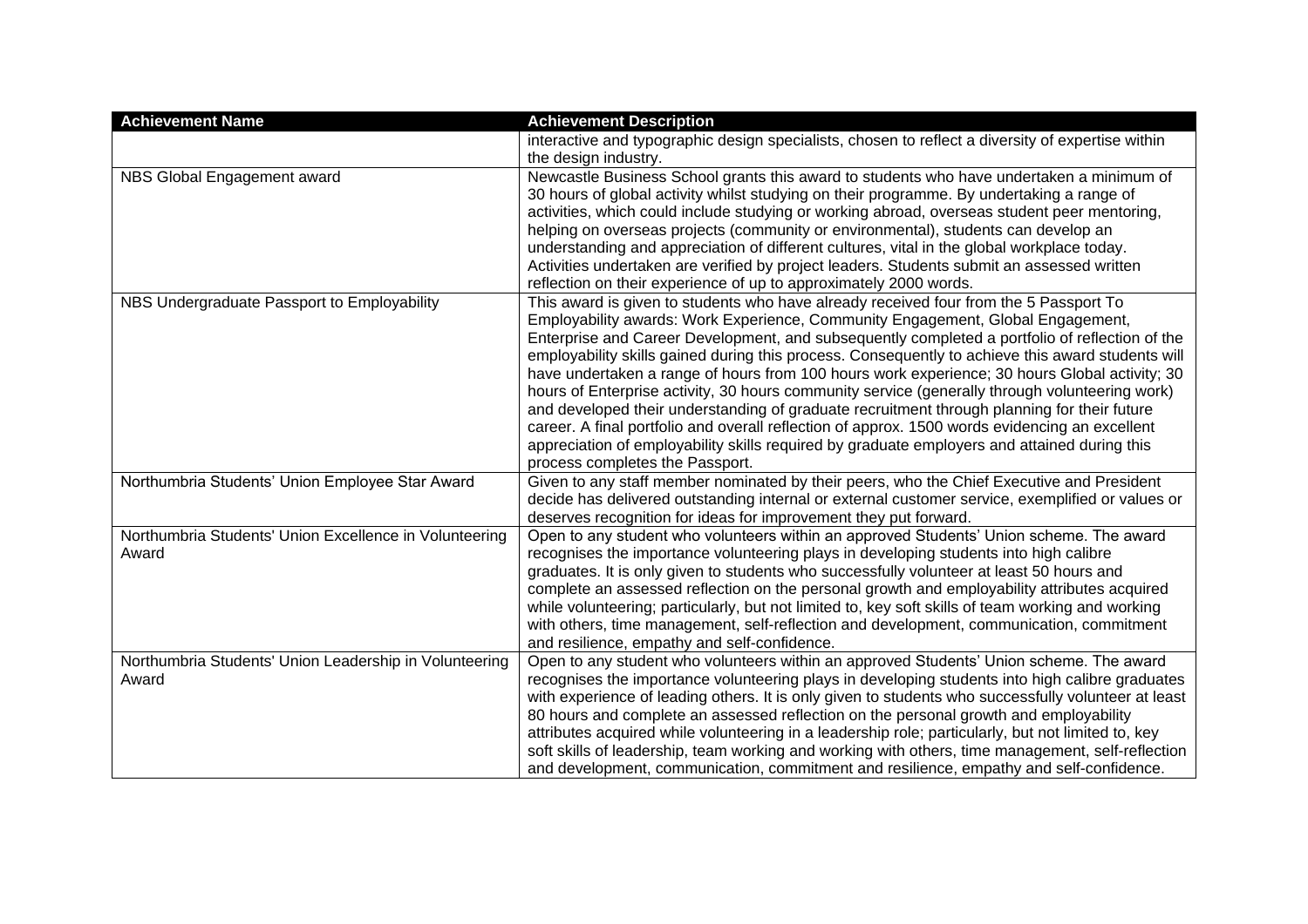| Achievement Name | Achievement Description |
| --- | --- |
| | interactive and typographic design specialists, chosen to reflect a diversity of expertise within the design industry. |
| NBS Global Engagement award | Newcastle Business School grants this award to students who have undertaken a minimum of 30 hours of global activity whilst studying on their programme. By undertaking a range of activities, which could include studying or working abroad, overseas student peer mentoring, helping on overseas projects (community or environmental), students can develop an understanding and appreciation of different cultures, vital in the global workplace today. Activities undertaken are verified by project leaders. Students submit an assessed written reflection on their experience of up to approximately 2000 words. |
| NBS Undergraduate Passport to Employability | This award is given to students who have already received four from the 5 Passport To Employability awards: Work Experience, Community Engagement, Global Engagement, Enterprise and Career Development, and subsequently completed a portfolio of reflection of the employability skills gained during this process. Consequently to achieve this award students will have undertaken a range of hours from 100 hours work experience; 30 hours Global activity; 30 hours of Enterprise activity, 30 hours community service (generally through volunteering work) and developed their understanding of graduate recruitment through planning for their future career. A final portfolio and overall reflection of approx. 1500 words evidencing an excellent appreciation of employability skills required by graduate employers and attained during this process completes the Passport. |
| Northumbria Students' Union Employee Star Award | Given to any staff member nominated by their peers, who the Chief Executive and President decide has delivered outstanding internal or external customer service, exemplified or values or deserves recognition for ideas for improvement they put forward. |
| Northumbria Students' Union Excellence in Volunteering Award | Open to any student who volunteers within an approved Students' Union scheme. The award recognises the importance volunteering plays in developing students into high calibre graduates. It is only given to students who successfully volunteer at least 50 hours and complete an assessed reflection on the personal growth and employability attributes acquired while volunteering; particularly, but not limited to, key soft skills of team working and working with others, time management, self-reflection and development, communication, commitment and resilience, empathy and self-confidence. |
| Northumbria Students' Union Leadership in Volunteering Award | Open to any student who volunteers within an approved Students' Union scheme. The award recognises the importance volunteering plays in developing students into high calibre graduates with experience of leading others. It is only given to students who successfully volunteer at least 80 hours and complete an assessed reflection on the personal growth and employability attributes acquired while volunteering in a leadership role; particularly, but not limited to, key soft skills of leadership, team working and working with others, time management, self-reflection and development, communication, commitment and resilience, empathy and self-confidence. |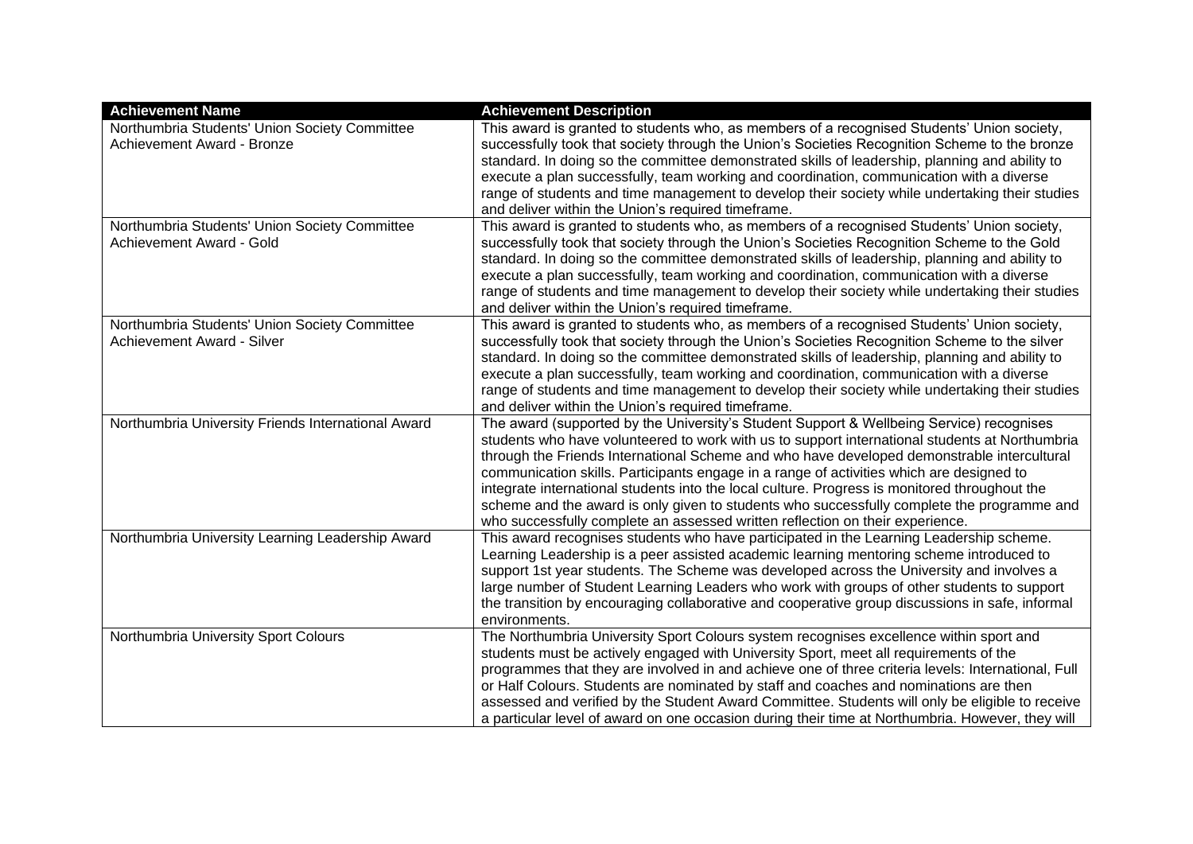| Achievement Name | Achievement Description |
|---|---|
| Northumbria Students' Union Society Committee Achievement Award - Bronze | This award is granted to students who, as members of a recognised Students' Union society, successfully took that society through the Union's Societies Recognition Scheme to the bronze standard. In doing so the committee demonstrated skills of leadership, planning and ability to execute a plan successfully, team working and coordination, communication with a diverse range of students and time management to develop their society while undertaking their studies and deliver within the Union's required timeframe. |
| Northumbria Students' Union Society Committee Achievement Award - Gold | This award is granted to students who, as members of a recognised Students' Union society, successfully took that society through the Union's Societies Recognition Scheme to the Gold standard. In doing so the committee demonstrated skills of leadership, planning and ability to execute a plan successfully, team working and coordination, communication with a diverse range of students and time management to develop their society while undertaking their studies and deliver within the Union's required timeframe. |
| Northumbria Students' Union Society Committee Achievement Award - Silver | This award is granted to students who, as members of a recognised Students' Union society, successfully took that society through the Union's Societies Recognition Scheme to the silver standard. In doing so the committee demonstrated skills of leadership, planning and ability to execute a plan successfully, team working and coordination, communication with a diverse range of students and time management to develop their society while undertaking their studies and deliver within the Union's required timeframe. |
| Northumbria University Friends International Award | The award (supported by the University's Student Support & Wellbeing Service) recognises students who have volunteered to work with us to support international students at Northumbria through the Friends International Scheme and who have developed demonstrable intercultural communication skills. Participants engage in a range of activities which are designed to integrate international students into the local culture. Progress is monitored throughout the scheme and the award is only given to students who successfully complete the programme and who successfully complete an assessed written reflection on their experience. |
| Northumbria University Learning Leadership Award | This award recognises students who have participated in the Learning Leadership scheme. Learning Leadership is a peer assisted academic learning mentoring scheme introduced to support 1st year students. The Scheme was developed across the University and involves a large number of Student Learning Leaders who work with groups of other students to support the transition by encouraging collaborative and cooperative group discussions in safe, informal environments. |
| Northumbria University Sport Colours | The Northumbria University Sport Colours system recognises excellence within sport and students must be actively engaged with University Sport, meet all requirements of the programmes that they are involved in and achieve one of three criteria levels: International, Full or Half Colours. Students are nominated by staff and coaches and nominations are then assessed and verified by the Student Award Committee. Students will only be eligible to receive a particular level of award on one occasion during their time at Northumbria. However, they will |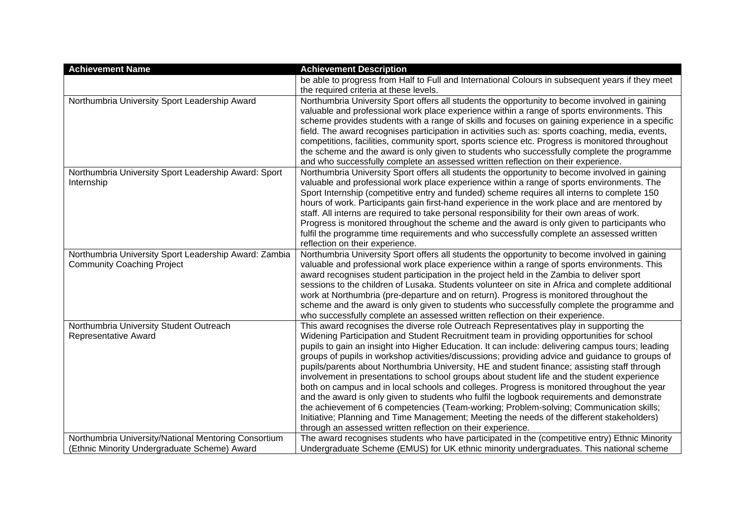| Achievement Name | Achievement Description |
|---|---|
| | be able to progress from Half to Full and International Colours in subsequent years if they meet the required criteria at these levels. |
| Northumbria University Sport Leadership Award | Northumbria University Sport offers all students the opportunity to become involved in gaining valuable and professional work place experience within a range of sports environments. This scheme provides students with a range of skills and focuses on gaining experience in a specific field. The award recognises participation in activities such as: sports coaching, media, events, competitions, facilities, community sport, sports science etc. Progress is monitored throughout the scheme and the award is only given to students who successfully complete the programme and who successfully complete an assessed written reflection on their experience. |
| Northumbria University Sport Leadership Award: Sport Internship | Northumbria University Sport offers all students the opportunity to become involved in gaining valuable and professional work place experience within a range of sports environments. The Sport Internship (competitive entry and funded) scheme requires all interns to complete 150 hours of work. Participants gain first-hand experience in the work place and are mentored by staff. All interns are required to take personal responsibility for their own areas of work. Progress is monitored throughout the scheme and the award is only given to participants who fulfil the programme time requirements and who successfully complete an assessed written reflection on their experience. |
| Northumbria University Sport Leadership Award: Zambia Community Coaching Project | Northumbria University Sport offers all students the opportunity to become involved in gaining valuable and professional work place experience within a range of sports environments. This award recognises student participation in the project held in the Zambia to deliver sport sessions to the children of Lusaka. Students volunteer on site in Africa and complete additional work at Northumbria (pre-departure and on return). Progress is monitored throughout the scheme and the award is only given to students who successfully complete the programme and who successfully complete an assessed written reflection on their experience. |
| Northumbria University Student Outreach Representative Award | This award recognises the diverse role Outreach Representatives play in supporting the Widening Participation and Student Recruitment team in providing opportunities for school pupils to gain an insight into Higher Education. It can include: delivering campus tours; leading groups of pupils in workshop activities/discussions; providing advice and guidance to groups of pupils/parents about Northumbria University, HE and student finance; assisting staff through involvement in presentations to school groups about student life and the student experience both on campus and in local schools and colleges. Progress is monitored throughout the year and the award is only given to students who fulfil the logbook requirements and demonstrate the achievement of 6 competencies (Team-working; Problem-solving; Communication skills; Initiative; Planning and Time Management; Meeting the needs of the different stakeholders) through an assessed written reflection on their experience. |
| Northumbria University/National Mentoring Consortium (Ethnic Minority Undergraduate Scheme) Award | The award recognises students who have participated in the (competitive entry) Ethnic Minority Undergraduate Scheme (EMUS) for UK ethnic minority undergraduates. This national scheme |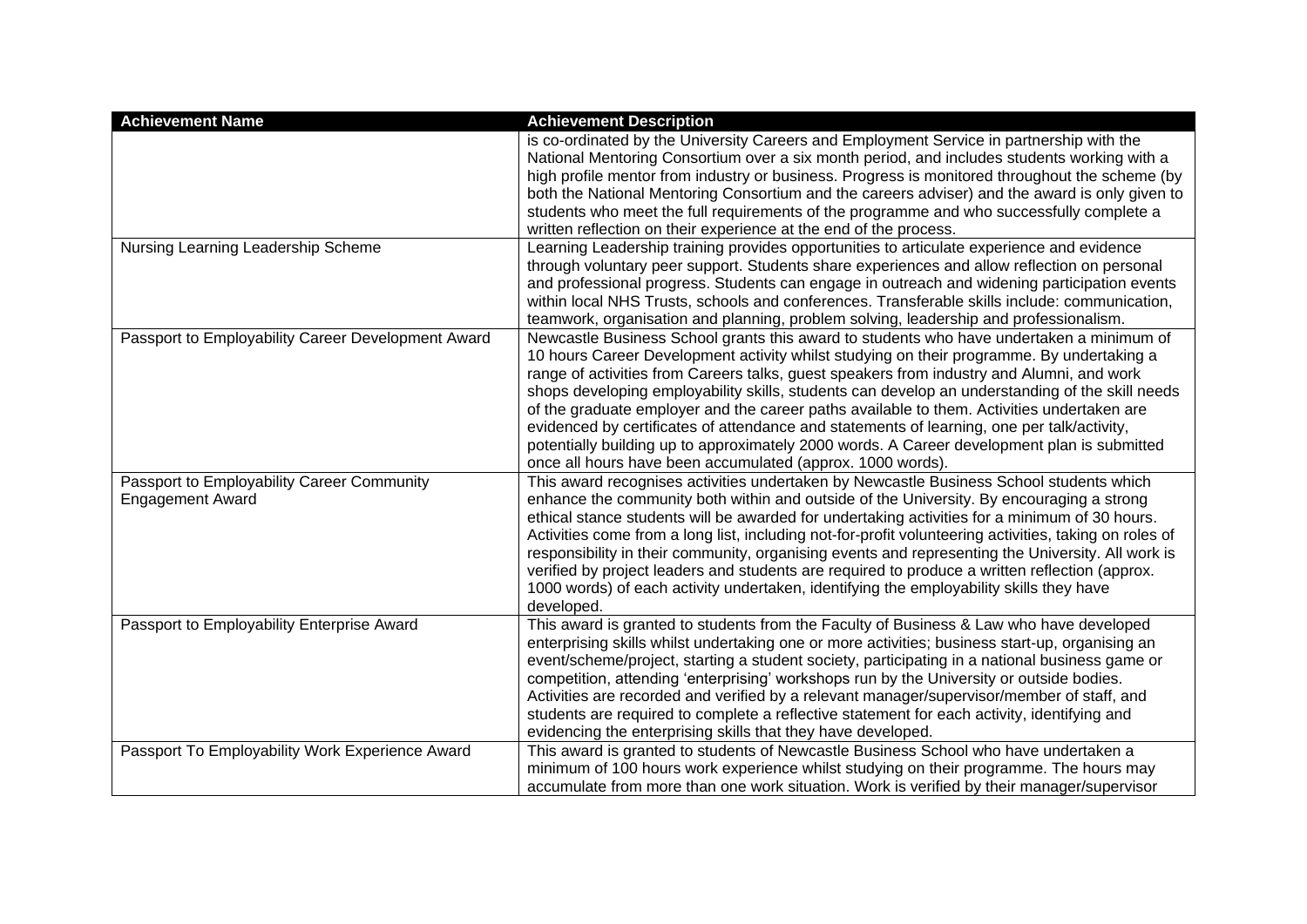| Achievement Name | Achievement Description |
|---|---|
| | is co-ordinated by the University Careers and Employment Service in partnership with the National Mentoring Consortium over a six month period, and includes students working with a high profile mentor from industry or business. Progress is monitored throughout the scheme (by both the National Mentoring Consortium and the careers adviser) and the award is only given to students who meet the full requirements of the programme and who successfully complete a written reflection on their experience at the end of the process. |
| Nursing Learning Leadership Scheme | Learning Leadership training provides opportunities to articulate experience and evidence through voluntary peer support. Students share experiences and allow reflection on personal and professional progress. Students can engage in outreach and widening participation events within local NHS Trusts, schools and conferences. Transferable skills include: communication, teamwork, organisation and planning, problem solving, leadership and professionalism. |
| Passport to Employability Career Development Award | Newcastle Business School grants this award to students who have undertaken a minimum of 10 hours Career Development activity whilst studying on their programme. By undertaking a range of activities from Careers talks, guest speakers from industry and Alumni, and work shops developing employability skills, students can develop an understanding of the skill needs of the graduate employer and the career paths available to them. Activities undertaken are evidenced by certificates of attendance and statements of learning, one per talk/activity, potentially building up to approximately 2000 words. A Career development plan is submitted once all hours have been accumulated (approx. 1000 words). |
| Passport to Employability Career Community Engagement Award | This award recognises activities undertaken by Newcastle Business School students which enhance the community both within and outside of the University. By encouraging a strong ethical stance students will be awarded for undertaking activities for a minimum of 30 hours. Activities come from a long list, including not-for-profit volunteering activities, taking on roles of responsibility in their community, organising events and representing the University. All work is verified by project leaders and students are required to produce a written reflection (approx. 1000 words) of each activity undertaken, identifying the employability skills they have developed. |
| Passport to Employability Enterprise Award | This award is granted to students from the Faculty of Business & Law who have developed enterprising skills whilst undertaking one or more activities; business start-up, organising an event/scheme/project, starting a student society, participating in a national business game or competition, attending 'enterprising' workshops run by the University or outside bodies. Activities are recorded and verified by a relevant manager/supervisor/member of staff, and students are required to complete a reflective statement for each activity, identifying and evidencing the enterprising skills that they have developed. |
| Passport To Employability Work Experience Award | This award is granted to students of Newcastle Business School who have undertaken a minimum of 100 hours work experience whilst studying on their programme. The hours may accumulate from more than one work situation. Work is verified by their manager/supervisor |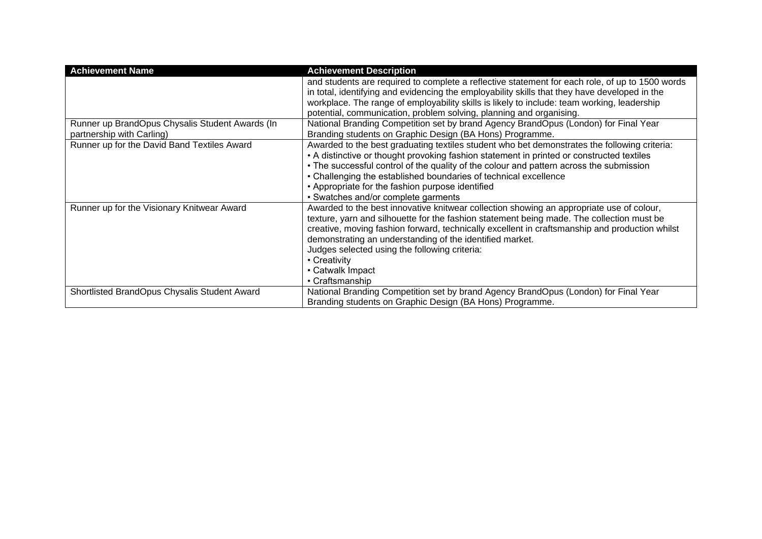| Achievement Name | Achievement Description |
|---|---|
| | and students are required to complete a reflective statement for each role, of up to 1500 words in total, identifying and evidencing the employability skills that they have developed in the workplace. The range of employability skills is likely to include: team working, leadership potential, communication, problem solving, planning and organising. |
| Runner up BrandOpus Chysalis Student Awards (In partnership with Carling) | National Branding Competition set by brand Agency BrandOpus (London) for Final Year Branding students on Graphic Design (BA Hons) Programme. |
| Runner up for the David Band Textiles Award | Awarded to the best graduating textiles student who bet demonstrates the following criteria:<br>• A distinctive or thought provoking fashion statement in printed or constructed textiles<br>• The successful control of the quality of the colour and pattern across the submission<br>• Challenging the established boundaries of technical excellence<br>• Appropriate for the fashion purpose identified<br>• Swatches and/or complete garments |
| Runner up for the Visionary Knitwear Award | Awarded to the best innovative knitwear collection showing an appropriate use of colour, texture, yarn and silhouette for the fashion statement being made. The collection must be creative, moving fashion forward, technically excellent in craftsmanship and production whilst demonstrating an understanding of the identified market.<br>Judges selected using the following criteria:<br>• Creativity<br>• Catwalk Impact<br>• Craftsmanship |
| Shortlisted BrandOpus Chysalis Student Award | National Branding Competition set by brand Agency BrandOpus (London) for Final Year Branding students on Graphic Design (BA Hons) Programme. |